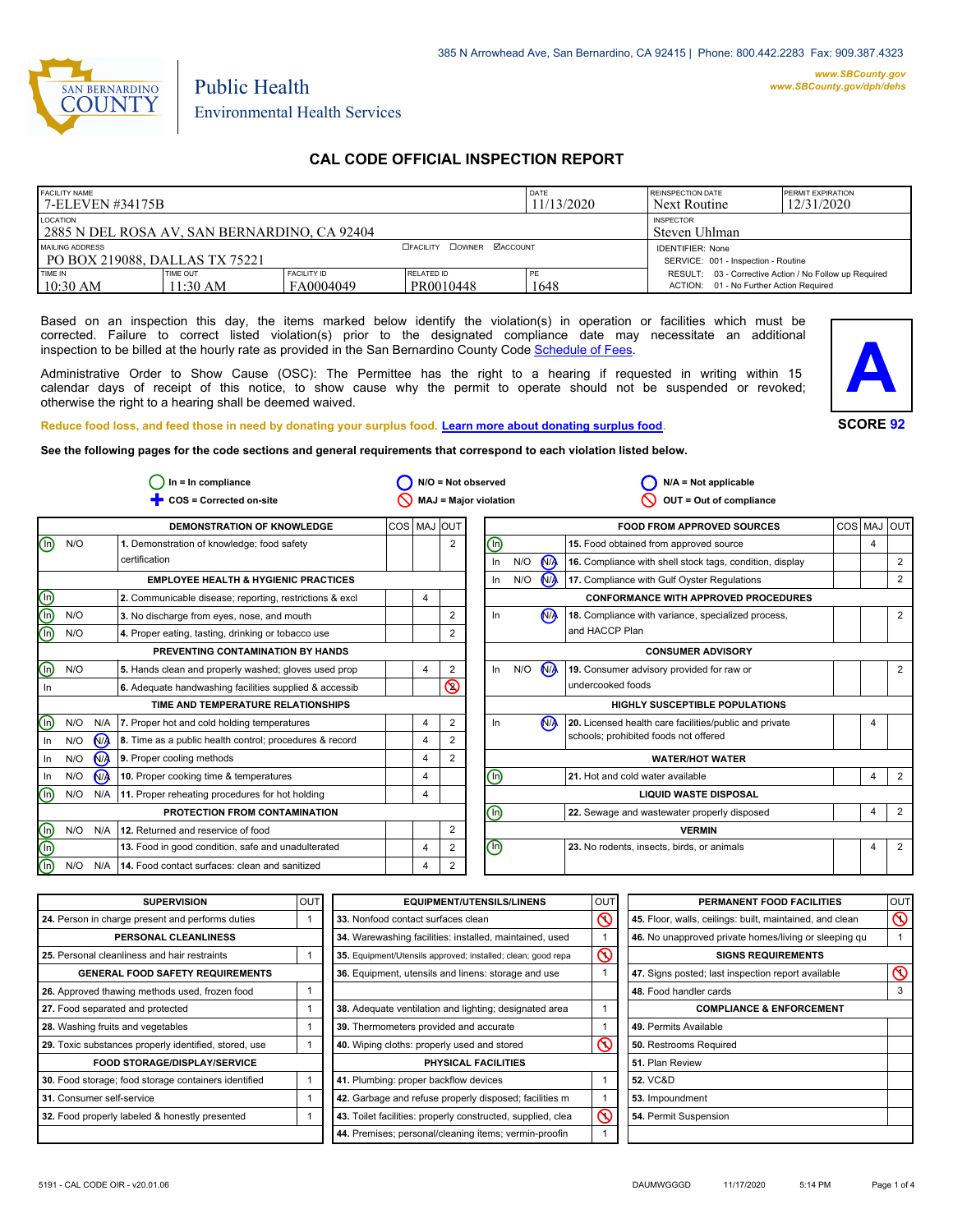385 N Arrowhead Ave, San Bernardino, CA 92415 | Phone: 800.442.2283 Fax: 909.387.4323

www.SBCounty.gov
www.SBCounty.gov/dph/dehs

SAN BERNARDINO COUNTY

Public Health
Environmental Health Services

# CAL CODE OFFICIAL INSPECTION REPORT

| | | | | | | |
|---|---|---|---|---|---|---|
| FACILITY NAME: 7-ELEVEN #34175B | | | | DATE: 11/13/2020 | REINSPECTION DATE: Next Routine | PERMIT EXPIRATION: 12/31/2020 |
| LOCATION: 2885 N DEL ROSA AV, SAN BERNARDINO, CA 92404 | | | | | INSPECTOR: Steven Uhlman | |
| MAILING ADDRESS: PO BOX 219088, DALLAS TX 75221 | | | ☐FACILITY ☐OWNER ☑ACCOUNT | | IDENTIFIER: None<br>SERVICE: 001 - Inspection - Routine | |
| TIME IN: 10:30 AM | TIME OUT: 11:30 AM | FACILITY ID: FA0004049 | RELATED ID: PR0010448 | PE: 1648 | RESULT: 03 - Corrective Action / No Follow up Required<br>ACTION: 01 - No Further Action Required | |

Based on an inspection this day, the items marked below identify the violation(s) in operation or facilities which must be corrected. Failure to correct listed violation(s) prior to the designated compliance date may necessitate an additional inspection to be billed at the hourly rate as provided in the San Bernardino County Code Schedule of Fees.

Administrative Order to Show Cause (OSC): The Permittee has the right to a hearing if requested in writing within 15 calendar days of receipt of this notice, to show cause why the permit to operate should not be suspended or revoked; otherwise the right to a hearing shall be deemed waived.

**A**

**SCORE 92**

Reduce food loss, and feed those in need by donating your surplus food. Learn more about donating surplus food.

**See the following pages for the code sections and general requirements that correspond to each violation listed below.**

In = In compliance | N/O = Not observed | N/A = Not applicable
COS = Corrected on-site | MAJ = Major violation | OUT = Out of compliance

| | | | DEMONSTRATION OF KNOWLEDGE | COS | MAJ | OUT |
|---|---|---|---|---|---|---|
| **In** | N/O | | 1. Demonstration of knowledge; food safety certification | | | 2 |
| | | | **EMPLOYEE HEALTH & HYGIENIC PRACTICES** | | | |
| **In** | | | 2. Communicable disease; reporting, restrictions & excl | | 4 | |
| **In** | N/O | | 3. No discharge from eyes, nose, and mouth | | | 2 |
| **In** | N/O | | 4. Proper eating, tasting, drinking or tobacco use | | | 2 |
| | | | **PREVENTING CONTAMINATION BY HANDS** | | | |
| **In** | N/O | | 5. Hands clean and properly washed; gloves used prop | | 4 | 2 |
| In | | | 6. Adequate handwashing facilities supplied & accessib | | | **OUT 2** |
| | | | **TIME AND TEMPERATURE RELATIONSHIPS** | | | |
| **In** | N/O | N/A | 7. Proper hot and cold holding temperatures | | 4 | 2 |
| In | N/O | **N/A** | 8. Time as a public health control; procedures & record | | 4 | 2 |
| In | N/O | **N/A** | 9. Proper cooling methods | | 4 | 2 |
| In | N/O | **N/A** | 10. Proper cooking time & temperatures | | 4 | |
| **In** | N/O | N/A | 11. Proper reheating procedures for hot holding | | 4 | |
| | | | **PROTECTION FROM CONTAMINATION** | | | |
| **In** | N/O | N/A | 12. Returned and reservice of food | | | 2 |
| **In** | | | 13. Food in good condition, safe and unadulterated | | 4 | 2 |
| **In** | N/O | N/A | 14. Food contact surfaces: clean and sanitized | | 4 | 2 |

| | | | FOOD FROM APPROVED SOURCES | COS | MAJ | OUT |
|---|---|---|---|---|---|---|
| **In** | | | 15. Food obtained from approved source | | 4 | |
| In | N/O | **N/A** | 16. Compliance with shell stock tags, condition, display | | | 2 |
| In | N/O | **N/A** | 17. Compliance with Gulf Oyster Regulations | | | 2 |
| | | | **CONFORMANCE WITH APPROVED PROCEDURES** | | | |
| In | | **N/A** | 18. Compliance with variance, specialized process, and HACCP Plan | | | 2 |
| | | | **CONSUMER ADVISORY** | | | |
| In | N/O | **N/A** | 19. Consumer advisory provided for raw or undercooked foods | | | 2 |
| | | | **HIGHLY SUSCEPTIBLE POPULATIONS** | | | |
| In | | **N/A** | 20. Licensed health care facilities/public and private schools; prohibited foods not offered | | 4 | |
| | | | **WATER/HOT WATER** | | | |
| **In** | | | 21. Hot and cold water available | | 4 | 2 |
| | | | **LIQUID WASTE DISPOSAL** | | | |
| **In** | | | 22. Sewage and wastewater properly disposed | | 4 | 2 |
| | | | **VERMIN** | | | |
| **In** | | | 23. No rodents, insects, birds, or animals | | 4 | 2 |

| SUPERVISION | OUT |
|---|---|
| 24. Person in charge present and performs duties | 1 |
| **PERSONAL CLEANLINESS** | |
| 25. Personal cleanliness and hair restraints | 1 |
| **GENERAL FOOD SAFETY REQUIREMENTS** | |
| 26. Approved thawing methods used, frozen food | 1 |
| 27. Food separated and protected | 1 |
| 28. Washing fruits and vegetables | 1 |
| 29. Toxic substances properly identified, stored, use | 1 |
| **FOOD STORAGE/DISPLAY/SERVICE** | |
| 30. Food storage; food storage containers identified | 1 |
| 31. Consumer self-service | 1 |
| 32. Food properly labeled & honestly presented | 1 |

| EQUIPMENT/UTENSILS/LINENS | OUT |
|---|---|
| 33. Nonfood contact surfaces clean | **OUT** |
| 34. Warewashing facilities: installed, maintained, used | 1 |
| 35. Equipment/Utensils approved; installed; clean; good repa | **OUT** |
| 36. Equipment, utensils and linens: storage and use | 1 |
| | |
| 38. Adequate ventilation and lighting; designated area | 1 |
| 39. Thermometers provided and accurate | 1 |
| 40. Wiping cloths: properly used and stored | **OUT** |
| **PHYSICAL FACILITIES** | |
| 41. Plumbing: proper backflow devices | 1 |
| 42. Garbage and refuse properly disposed; facilities m | 1 |
| 43. Toilet facilities: properly constructed, supplied, clea | **OUT** |
| 44. Premises; personal/cleaning items; vermin-proofin | 1 |

| PERMANENT FOOD FACILITIES | OUT |
|---|---|
| 45. Floor, walls, ceilings: built, maintained, and clean | **OUT** |
| 46. No unapproved private homes/living or sleeping qu | 1 |
| **SIGNS REQUIREMENTS** | |
| 47. Signs posted; last inspection report available | **OUT** |
| 48. Food handler cards | 3 |
| **COMPLIANCE & ENFORCEMENT** | |
| 49. Permits Available | |
| 50. Restrooms Required | |
| 51. Plan Review | |
| 52. VC&D | |
| 53. Impoundment | |
| 54. Permit Suspension | |

5191 - CAL CODE OIR - v20.01.06 DAUMWGGGD 11/17/2020 5:14 PM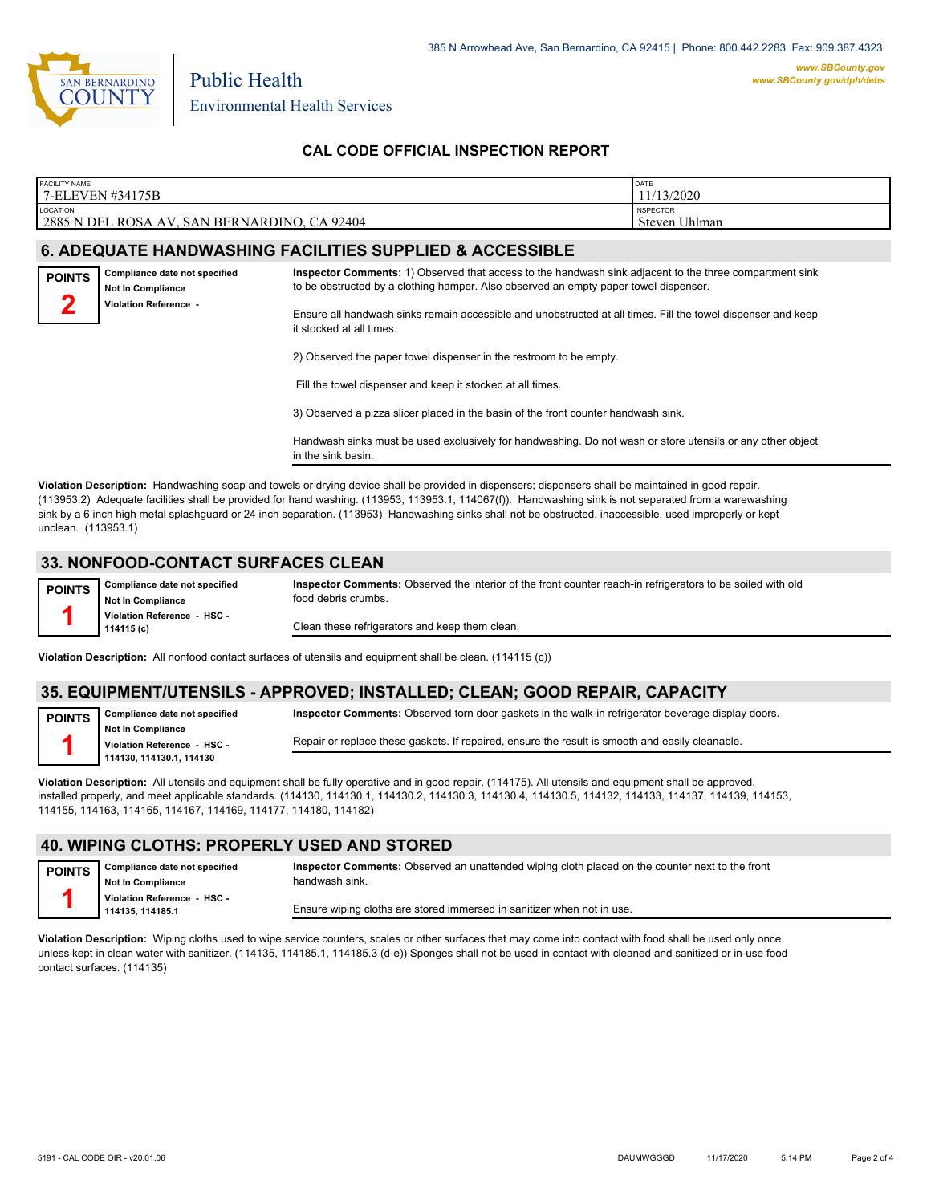San Bernardino County Public Health Environmental Health Services

385 N Arrowhead Ave, San Bernardino, CA 92415 | Phone: 800.442.2283 Fax: 909.387.4323

www.SBCounty.gov
www.SBCounty.gov/dph/dehs

## CAL CODE OFFICIAL INSPECTION REPORT

| FACILITY NAME | DATE |
|---|---|
| 7-ELEVEN #34175B | 11/13/2020 |
| **LOCATION** | **INSPECTOR** |
| 2885 N DEL ROSA AV, SAN BERNARDINO, CA 92404 | Steven Uhlman |

## 6. ADEQUATE HANDWASHING FACILITIES SUPPLIED & ACCESSIBLE

**POINTS** 2

**Compliance date not specified**
**Not In Compliance**
**Violation Reference -**

**Inspector Comments:** 1) Observed that access to the handwash sink adjacent to the three compartment sink to be obstructed by a clothing hamper. Also observed an empty paper towel dispenser.

Ensure all handwash sinks remain accessible and unobstructed at all times. Fill the towel dispenser and keep it stocked at all times.

2) Observed the paper towel dispenser in the restroom to be empty.

Fill the towel dispenser and keep it stocked at all times.

3) Observed a pizza slicer placed in the basin of the front counter handwash sink.

Handwash sinks must be used exclusively for handwashing. Do not wash or store utensils or any other object in the sink basin.

**Violation Description:** Handwashing soap and towels or drying device shall be provided in dispensers; dispensers shall be maintained in good repair. (113953.2) Adequate facilities shall be provided for hand washing. (113953, 113953.1, 114067(f)). Handwashing sink is not separated from a warewashing sink by a 6 inch high metal splashguard or 24 inch separation. (113953) Handwashing sinks shall not be obstructed, inaccessible, used improperly or kept unclean. (113953.1)

## 33. NONFOOD-CONTACT SURFACES CLEAN

**POINTS** 1

**Compliance date not specified**
**Not In Compliance**
**Violation Reference - HSC - 114115 (c)**

**Inspector Comments:** Observed the interior of the front counter reach-in refrigerators to be soiled with old food debris crumbs.

Clean these refrigerators and keep them clean.

**Violation Description:** All nonfood contact surfaces of utensils and equipment shall be clean. (114115 (c))

## 35. EQUIPMENT/UTENSILS - APPROVED; INSTALLED; CLEAN; GOOD REPAIR, CAPACITY

**POINTS** 1

**Compliance date not specified**
**Not In Compliance**
**Violation Reference - HSC - 114130, 114130.1, 114130**

**Inspector Comments:** Observed torn door gaskets in the walk-in refrigerator beverage display doors.

Repair or replace these gaskets. If repaired, ensure the result is smooth and easily cleanable.

**Violation Description:** All utensils and equipment shall be fully operative and in good repair. (114175). All utensils and equipment shall be approved, installed properly, and meet applicable standards. (114130, 114130.1, 114130.2, 114130.3, 114130.4, 114130.5, 114132, 114133, 114137, 114139, 114153, 114155, 114163, 114165, 114167, 114169, 114177, 114180, 114182)

## 40. WIPING CLOTHS: PROPERLY USED AND STORED

**POINTS** 1

**Compliance date not specified**
**Not In Compliance**
**Violation Reference - HSC - 114135, 114185.1**

**Inspector Comments:** Observed an unattended wiping cloth placed on the counter next to the front handwash sink.

Ensure wiping cloths are stored immersed in sanitizer when not in use.

**Violation Description:** Wiping cloths used to wipe service counters, scales or other surfaces that may come into contact with food shall be used only once unless kept in clean water with sanitizer. (114135, 114185.1, 114185.3 (d-e)) Sponges shall not be used in contact with cleaned and sanitized or in-use food contact surfaces. (114135)

5191 - CAL CODE OIR - v20.01.06 DAUMWGGGD 11/17/2020 5:14 PM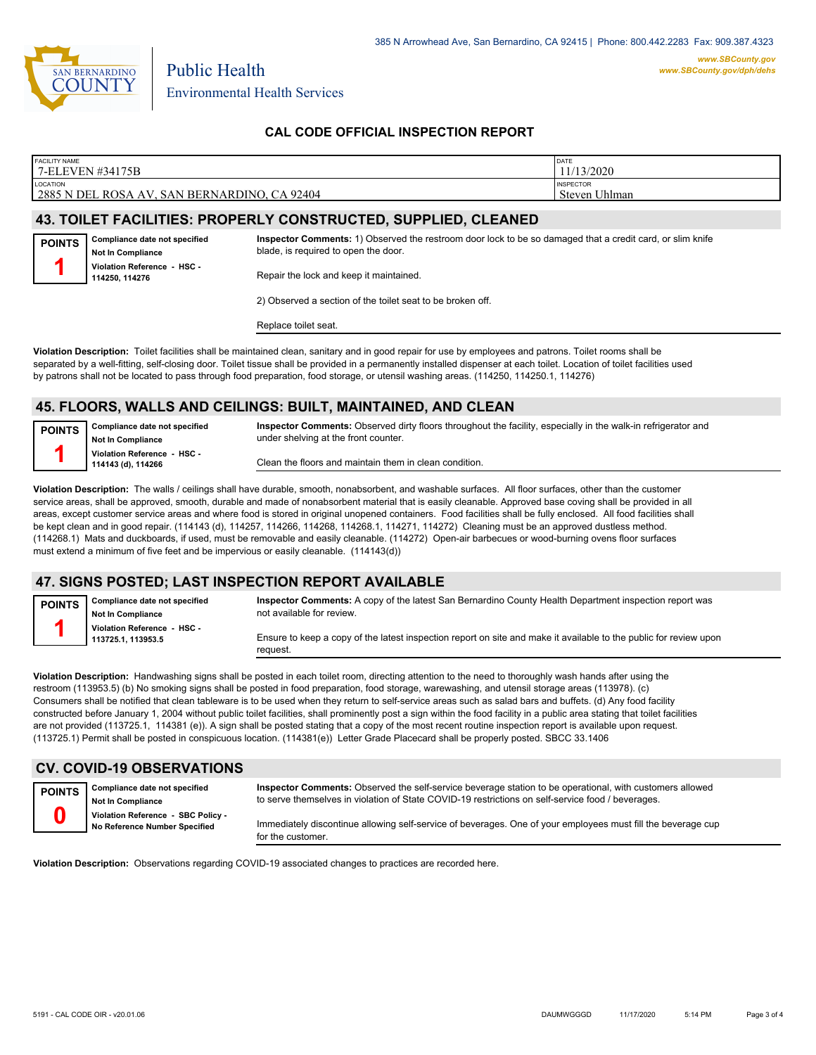385 N Arrowhead Ave, San Bernardino, CA 92415 | Phone: 800.442.2283 Fax: 909.387.4323

www.SBCounty.gov
www.SBCounty.gov/dph/dehs

Public Health
Environmental Health Services

## CAL CODE OFFICIAL INSPECTION REPORT

| FACILITY NAME | DATE |
|---|---|
| 7-ELEVEN #34175B | 11/13/2020 |
| **LOCATION** | **INSPECTOR** |
| 2885 N DEL ROSA AV, SAN BERNARDINO, CA 92404 | Steven Uhlman |

## 43. TOILET FACILITIES: PROPERLY CONSTRUCTED, SUPPLIED, CLEANED

**POINTS 1**

**Compliance date not specified**
**Not In Compliance**
**Violation Reference - HSC - 114250, 114276**

**Inspector Comments:** 1) Observed the restroom door lock to be so damaged that a credit card, or slim knife blade, is required to open the door.

Repair the lock and keep it maintained.

2) Observed a section of the toilet seat to be broken off.

Replace toilet seat.

**Violation Description:** Toilet facilities shall be maintained clean, sanitary and in good repair for use by employees and patrons. Toilet rooms shall be separated by a well-fitting, self-closing door. Toilet tissue shall be provided in a permanently installed dispenser at each toilet. Location of toilet facilities used by patrons shall not be located to pass through food preparation, food storage, or utensil washing areas. (114250, 114250.1, 114276)

## 45. FLOORS, WALLS AND CEILINGS: BUILT, MAINTAINED, AND CLEAN

**POINTS 1**

**Compliance date not specified**
**Not In Compliance**
**Violation Reference - HSC - 114143 (d), 114266**

**Inspector Comments:** Observed dirty floors throughout the facility, especially in the walk-in refrigerator and under shelving at the front counter.

Clean the floors and maintain them in clean condition.

**Violation Description:** The walls / ceilings shall have durable, smooth, nonabsorbent, and washable surfaces. All floor surfaces, other than the customer service areas, shall be approved, smooth, durable and made of nonabsorbent material that is easily cleanable. Approved base coving shall be provided in all areas, except customer service areas and where food is stored in original unopened containers. Food facilities shall be fully enclosed. All food facilities shall be kept clean and in good repair. (114143 (d), 114257, 114266, 114268, 114268.1, 114271, 114272) Cleaning must be an approved dustless method. (114268.1) Mats and duckboards, if used, must be removable and easily cleanable. (114272) Open-air barbecues or wood-burning ovens floor surfaces must extend a minimum of five feet and be impervious or easily cleanable. (114143(d))

## 47. SIGNS POSTED; LAST INSPECTION REPORT AVAILABLE

**POINTS 1**

**Compliance date not specified**
**Not In Compliance**
**Violation Reference - HSC - 113725.1, 113953.5**

**Inspector Comments:** A copy of the latest San Bernardino County Health Department inspection report was not available for review.

Ensure to keep a copy of the latest inspection report on site and make it available to the public for review upon request.

**Violation Description:** Handwashing signs shall be posted in each toilet room, directing attention to the need to thoroughly wash hands after using the restroom (113953.5) (b) No smoking signs shall be posted in food preparation, food storage, warewashing, and utensil storage areas (113978). (c) Consumers shall be notified that clean tableware is to be used when they return to self-service areas such as salad bars and buffets. (d) Any food facility constructed before January 1, 2004 without public toilet facilities, shall prominently post a sign within the food facility in a public area stating that toilet facilities are not provided (113725.1, 114381 (e)). A sign shall be posted stating that a copy of the most recent routine inspection report is available upon request. (113725.1) Permit shall be posted in conspicuous location. (114381(e)) Letter Grade Placecard shall be properly posted. SBCC 33.1406

## CV. COVID-19 OBSERVATIONS

**POINTS 0**

**Compliance date not specified**
**Not In Compliance**
**Violation Reference - SBC Policy - No Reference Number Specified**

**Inspector Comments:** Observed the self-service beverage station to be operational, with customers allowed to serve themselves in violation of State COVID-19 restrictions on self-service food / beverages.

Immediately discontinue allowing self-service of beverages. One of your employees must fill the beverage cup for the customer.

**Violation Description:** Observations regarding COVID-19 associated changes to practices are recorded here.

5191 - CAL CODE OIR - v20.01.06 DAUMWGGGD 11/17/2020 5:14 PM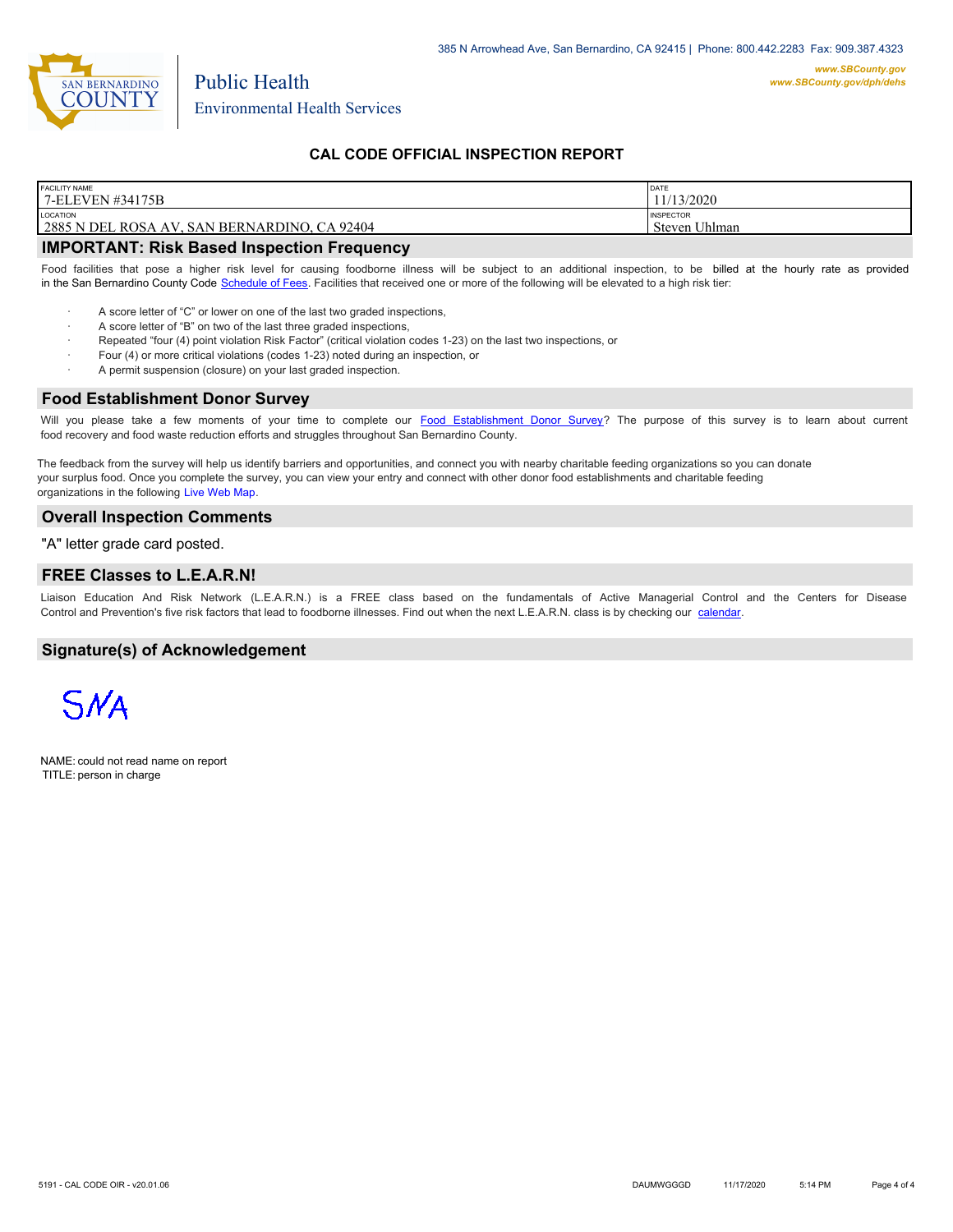385 N Arrowhead Ave, San Bernardino, CA 92415 | Phone: 800.442.2283 Fax: 909.387.4323

*www.SBCounty.gov*
*www.SBCounty.gov/dph/dehs*

Public Health
Environmental Health Services

## CAL CODE OFFICIAL INSPECTION REPORT

| | |
|---|---|
| FACILITY NAME<br>7-ELEVEN #34175B | DATE<br>11/13/2020 |
| LOCATION<br>2885 N DEL ROSA AV, SAN BERNARDINO, CA 92404 | INSPECTOR<br>Steven Uhlman |

## IMPORTANT: Risk Based Inspection Frequency

Food facilities that pose a higher risk level for causing foodborne illness will be subject to an additional inspection, to be billed at the hourly rate as provided in the San Bernardino County Code Schedule of Fees. Facilities that received one or more of the following will be elevated to a high risk tier:

- A score letter of "C" or lower on one of the last two graded inspections,
- A score letter of "B" on two of the last three graded inspections,
- Repeated "four (4) point violation Risk Factor" (critical violation codes 1-23) on the last two inspections, or
- Four (4) or more critical violations (codes 1-23) noted during an inspection, or
- A permit suspension (closure) on your last graded inspection.

## Food Establishment Donor Survey

Will you please take a few moments of your time to complete our Food Establishment Donor Survey? The purpose of this survey is to learn about current food recovery and food waste reduction efforts and struggles throughout San Bernardino County.

The feedback from the survey will help us identify barriers and opportunities, and connect you with nearby charitable feeding organizations so you can donate your surplus food. Once you complete the survey, you can view your entry and connect with other donor food establishments and charitable feeding organizations in the following Live Web Map.

## Overall Inspection Comments

"A" letter grade card posted.

## FREE Classes to L.E.A.R.N!

Liaison Education And Risk Network (L.E.A.R.N.) is a FREE class based on the fundamentals of Active Managerial Control and the Centers for Disease Control and Prevention's five risk factors that lead to foodborne illnesses. Find out when the next L.E.A.R.N. class is by checking our calendar.

## Signature(s) of Acknowledgement

SNA

NAME: could not read name on report
TITLE: person in charge

5191 - CAL CODE OIR - v20.01.06 DAUMWGGGD 11/17/2020 5:14 PM